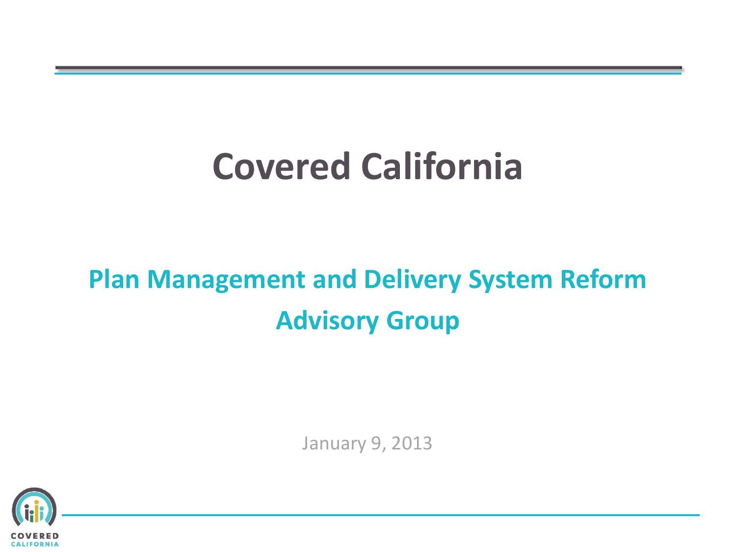# Covered California

## Plan Management and Delivery System Reform Advisory Group

January 9, 2013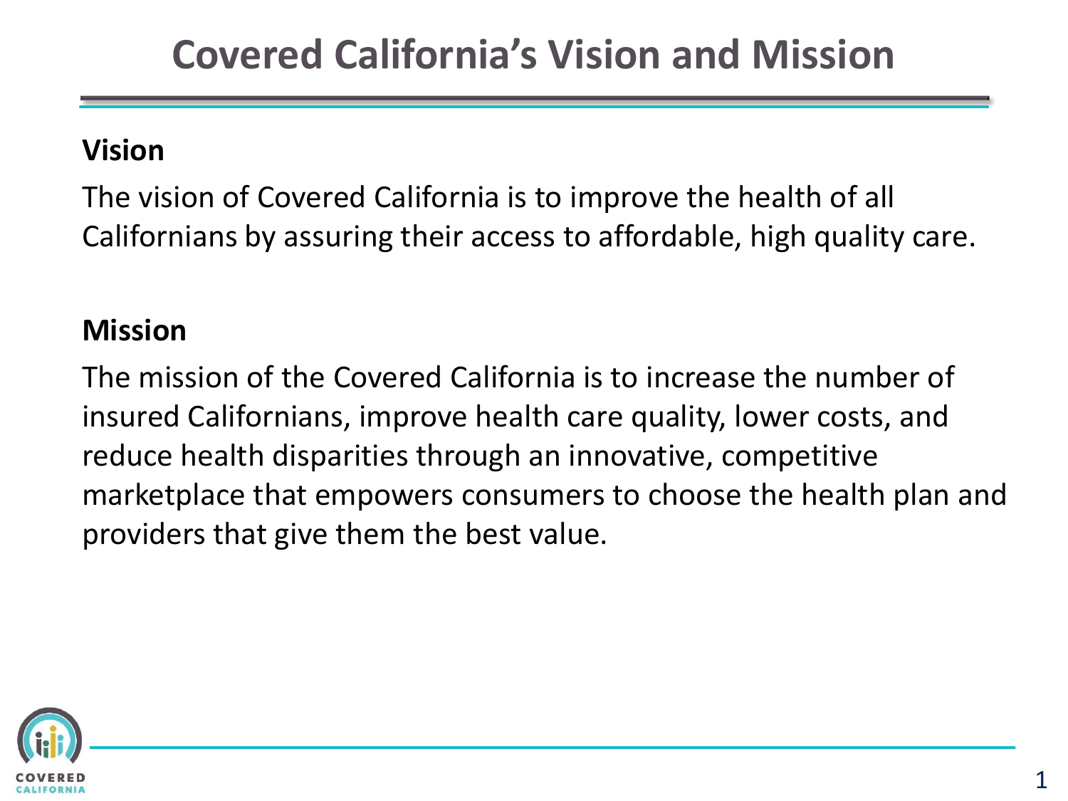# Covered California's Vision and Mission

## Vision

The vision of Covered California is to improve the health of all Californians by assuring their access to affordable, high quality care.

## Mission

The mission of the Covered California is to increase the number of insured Californians, improve health care quality, lower costs, and reduce health disparities through an innovative, competitive marketplace that empowers consumers to choose the health plan and providers that give them the best value.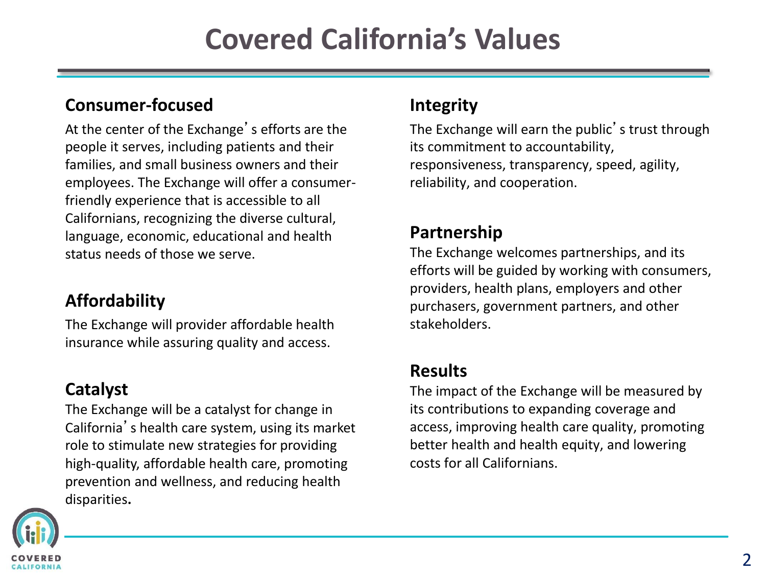# Covered California's Values

## Consumer-focused

At the center of the Exchange's efforts are the people it serves, including patients and their families, and small business owners and their employees. The Exchange will offer a consumer-friendly experience that is accessible to all Californians, recognizing the diverse cultural, language, economic, educational and health status needs of those we serve.

## Affordability

The Exchange will provider affordable health insurance while assuring quality and access.

## Catalyst

The Exchange will be a catalyst for change in California's health care system, using its market role to stimulate new strategies for providing high-quality, affordable health care, promoting prevention and wellness, and reducing health disparities**.**

## Integrity

The Exchange will earn the public's trust through its commitment to accountability, responsiveness, transparency, speed, agility, reliability, and cooperation.

## Partnership

The Exchange welcomes partnerships, and its efforts will be guided by working with consumers, providers, health plans, employers and other purchasers, government partners, and other stakeholders.

## Results

The impact of the Exchange will be measured by its contributions to expanding coverage and access, improving health care quality, promoting better health and health equity, and lowering costs for all Californians.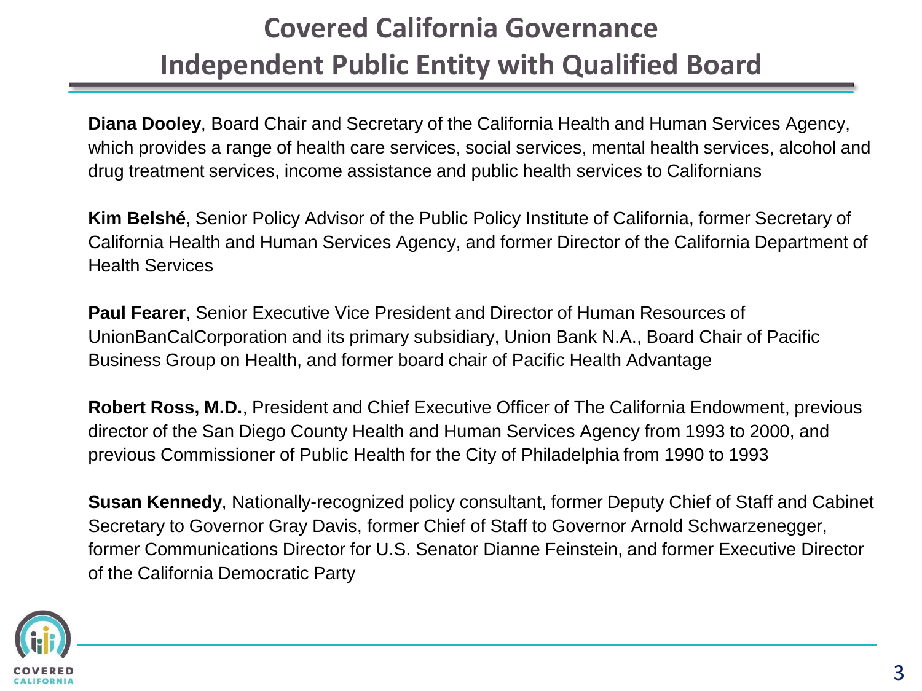# Covered California Governance

## Independent Public Entity with Qualified Board

**Diana Dooley**, Board Chair and Secretary of the California Health and Human Services Agency, which provides a range of health care services, social services, mental health services, alcohol and drug treatment services, income assistance and public health services to Californians

**Kim Belshé**, Senior Policy Advisor of the Public Policy Institute of California, former Secretary of California Health and Human Services Agency, and former Director of the California Department of Health Services

**Paul Fearer**, Senior Executive Vice President and Director of Human Resources of UnionBanCalCorporation and its primary subsidiary, Union Bank N.A., Board Chair of Pacific Business Group on Health, and former board chair of Pacific Health Advantage

**Robert Ross, M.D.**, President and Chief Executive Officer of The California Endowment, previous director of the San Diego County Health and Human Services Agency from 1993 to 2000, and previous Commissioner of Public Health for the City of Philadelphia from 1990 to 1993

**Susan Kennedy**, Nationally-recognized policy consultant, former Deputy Chief of Staff and Cabinet Secretary to Governor Gray Davis, former Chief of Staff to Governor Arnold Schwarzenegger, former Communications Director for U.S. Senator Dianne Feinstein, and former Executive Director of the California Democratic Party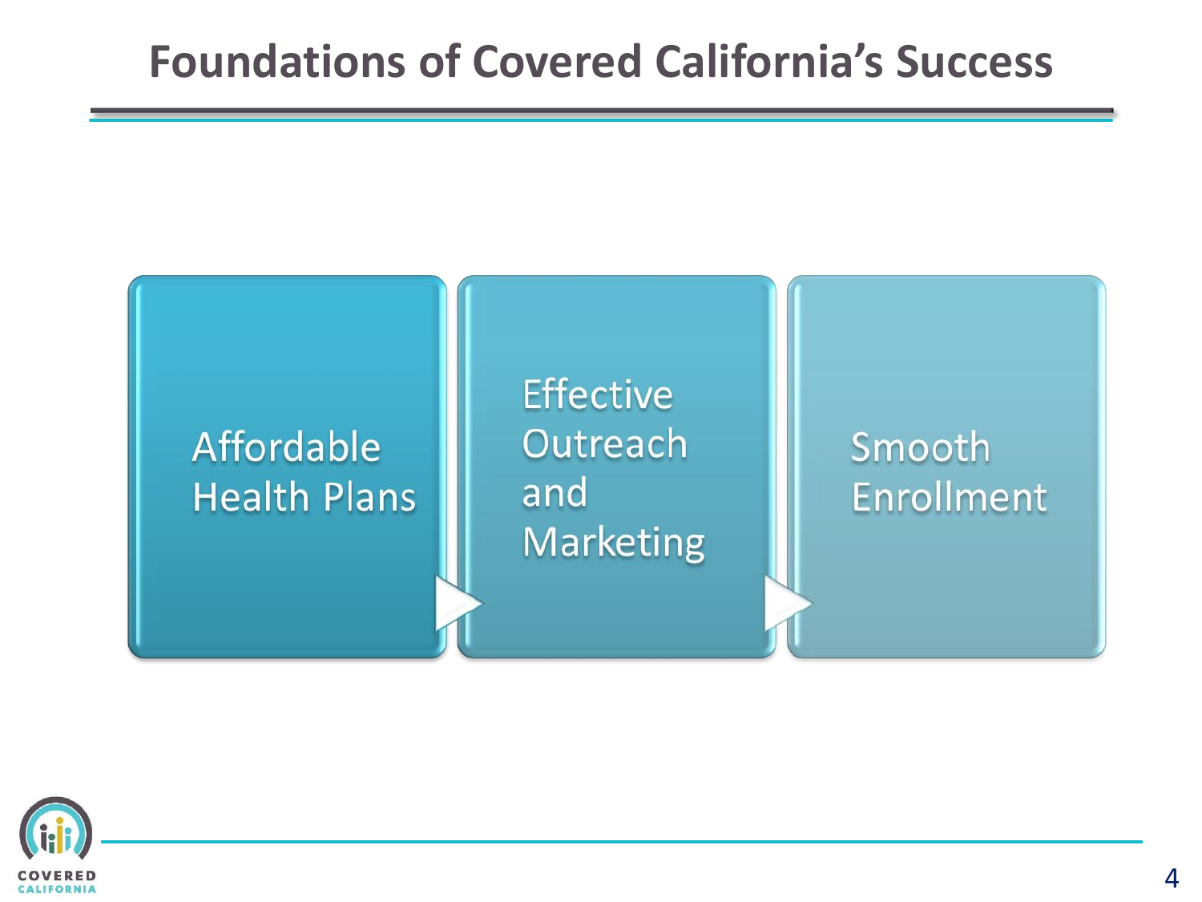# Foundations of Covered California's Success

- Affordable Health Plans
- Effective Outreach and Marketing
- Smooth Enrollment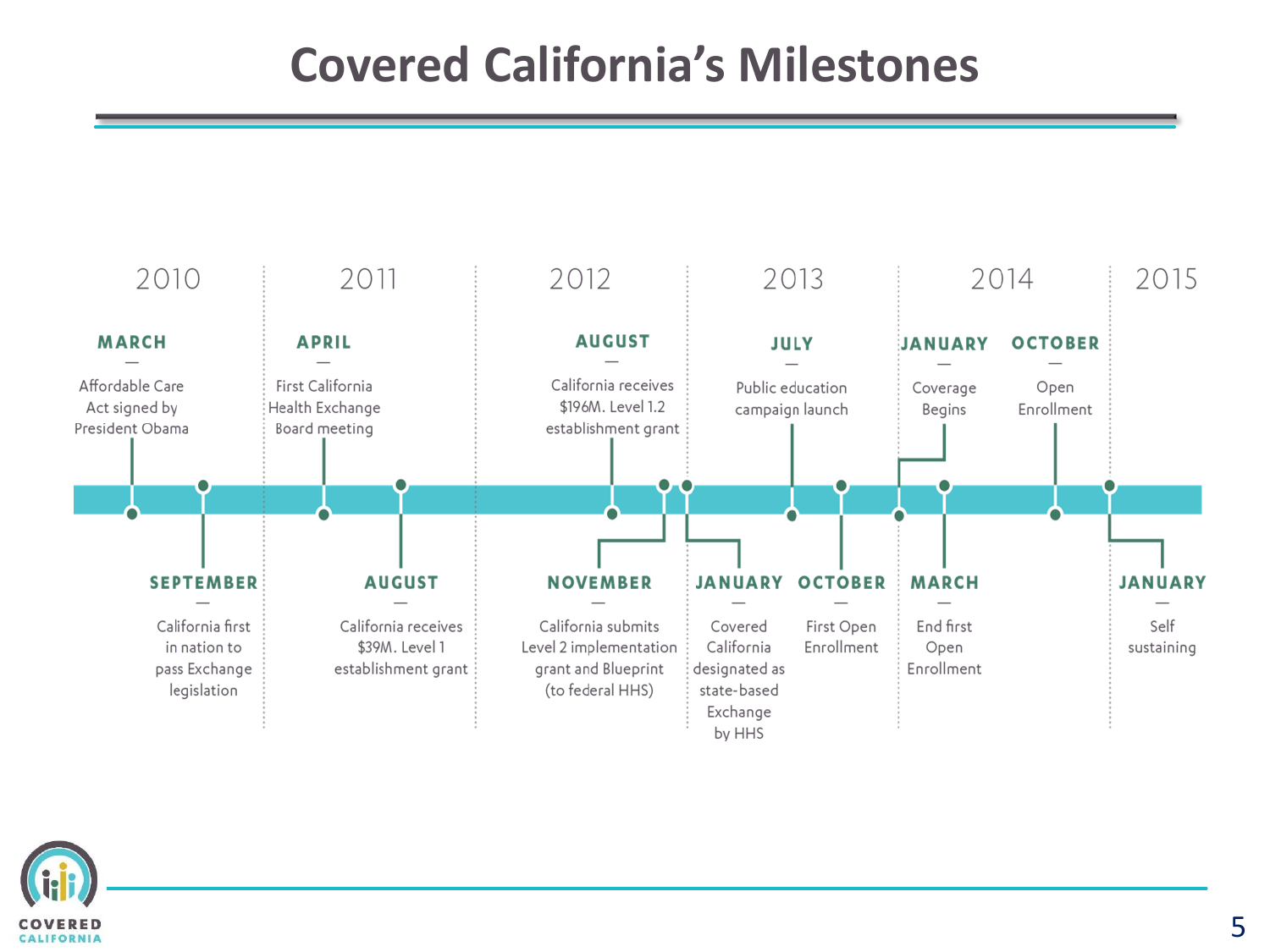# Covered California's Milestones

**2010**

- **MARCH** — Affordable Care Act signed by President Obama
- **SEPTEMBER** — California first in nation to pass Exchange legislation

**2011**

- **APRIL** — First California Health Exchange Board meeting
- **AUGUST** — California receives $39M. Level 1 establishment grant

**2012**

- **AUGUST** — California receives $196M. Level 1.2 establishment grant
- **NOVEMBER** — California submits Level 2 implementation grant and Blueprint (to federal HHS)

**2013**

- **JANUARY** — Covered California designated as state-based Exchange by HHS
- **JULY** — Public education campaign launch
- **OCTOBER** — First Open Enrollment

**2014**

- **JANUARY** — Coverage Begins
- **MARCH** — End first Open Enrollment
- **OCTOBER** — Open Enrollment

**2015**

- **JANUARY** — Self sustaining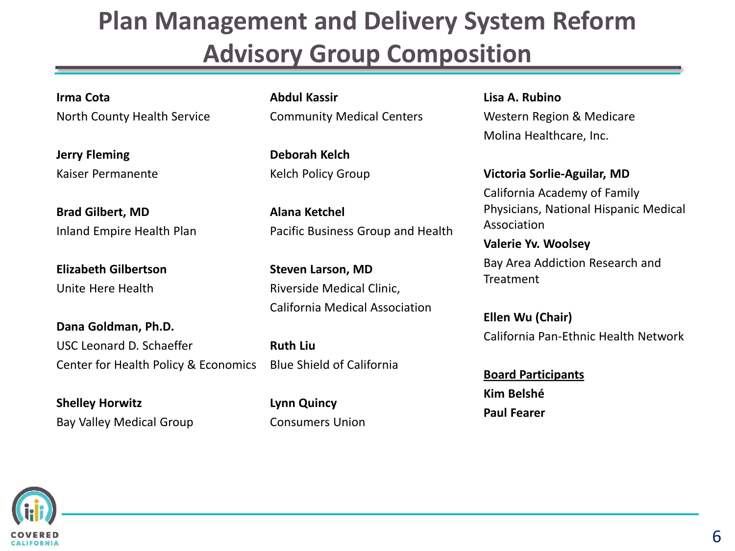# Plan Management and Delivery System Reform Advisory Group Composition

**Irma Cota**
North County Health Service

**Jerry Fleming**
Kaiser Permanente

**Brad Gilbert, MD**
Inland Empire Health Plan

**Elizabeth Gilbertson**
Unite Here Health

**Dana Goldman, Ph.D.**
USC Leonard D. Schaeffer Center for Health Policy & Economics

**Shelley Horwitz**
Bay Valley Medical Group

**Abdul Kassir**
Community Medical Centers

**Deborah Kelch**
Kelch Policy Group

**Alana Ketchel**
Pacific Business Group and Health

**Steven Larson, MD**
Riverside Medical Clinic, California Medical Association

**Ruth Liu**
Blue Shield of California

**Lynn Quincy**
Consumers Union

**Lisa A. Rubino**
Western Region & Medicare
Molina Healthcare, Inc.

**Victoria Sorlie-Aguilar, MD**
California Academy of Family Physicians, National Hispanic Medical Association

**Valerie Yv. Woolsey**
Bay Area Addiction Research and Treatment

**Ellen Wu (Chair)**
California Pan-Ethnic Health Network

**Board Participants**

**Kim Belshé**

**Paul Fearer**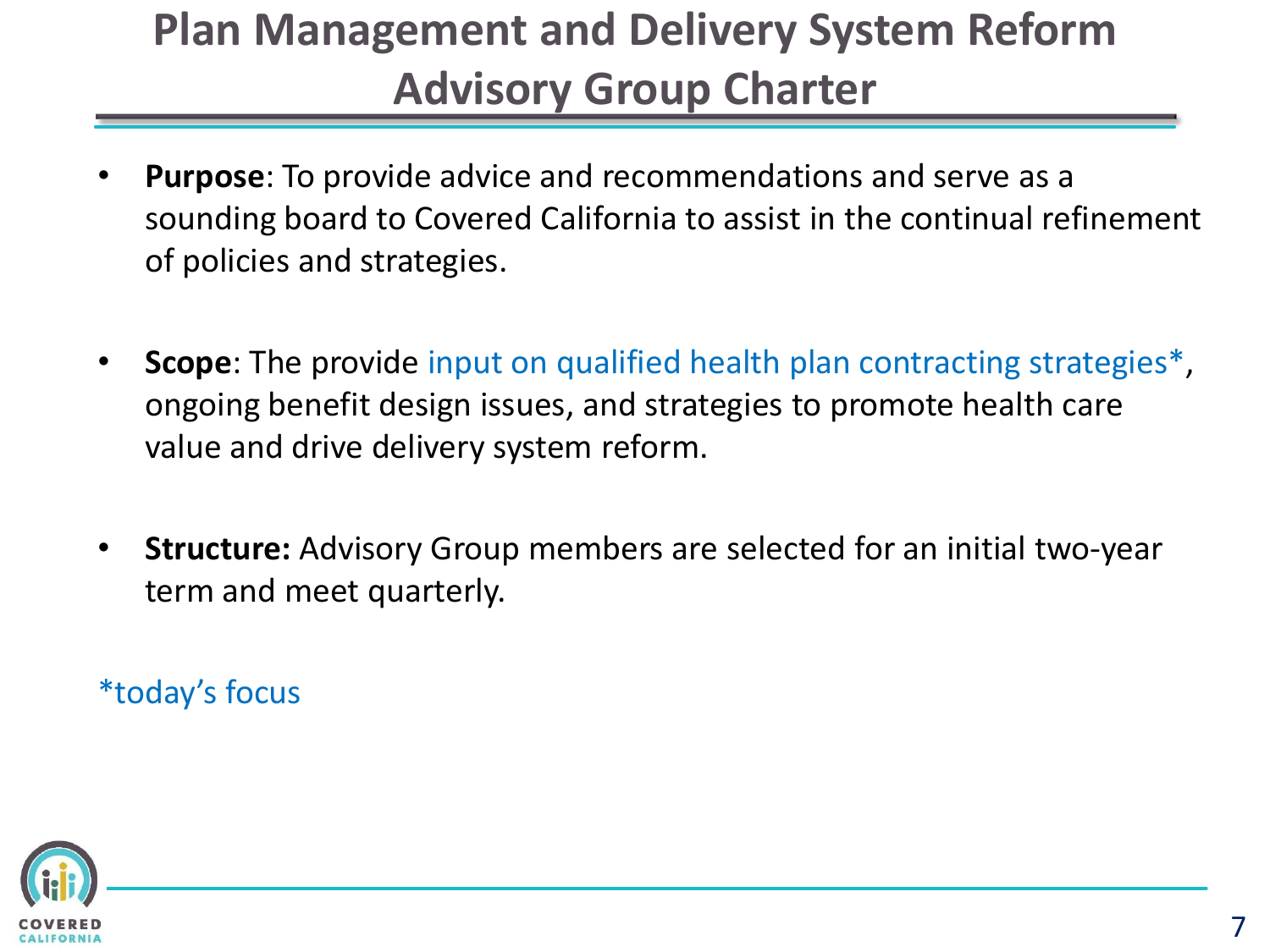# Plan Management and Delivery System Reform Advisory Group Charter

- **Purpose**: To provide advice and recommendations and serve as a sounding board to Covered California to assist in the continual refinement of policies and strategies.

- **Scope**: The provide input on qualified health plan contracting strategies*, ongoing benefit design issues, and strategies to promote health care value and drive delivery system reform.

- **Structure:** Advisory Group members are selected for an initial two-year term and meet quarterly.

*today's focus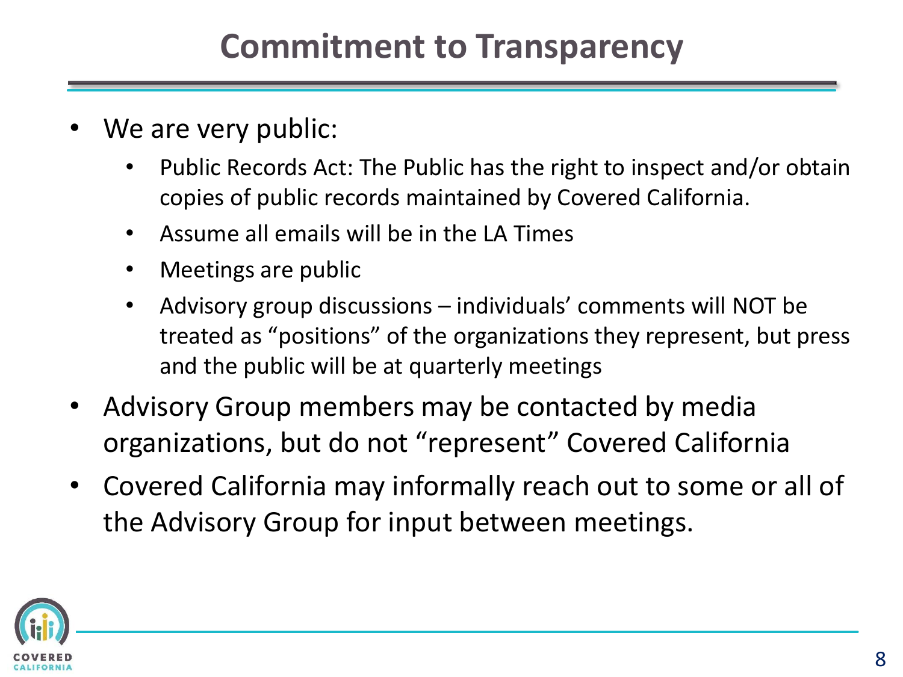# Commitment to Transparency

- We are very public:
  - Public Records Act: The Public has the right to inspect and/or obtain copies of public records maintained by Covered California.
  - Assume all emails will be in the LA Times
  - Meetings are public
  - Advisory group discussions – individuals' comments will NOT be treated as "positions" of the organizations they represent, but press and the public will be at quarterly meetings
- Advisory Group members may be contacted by media organizations, but do not "represent" Covered California
- Covered California may informally reach out to some or all of the Advisory Group for input between meetings.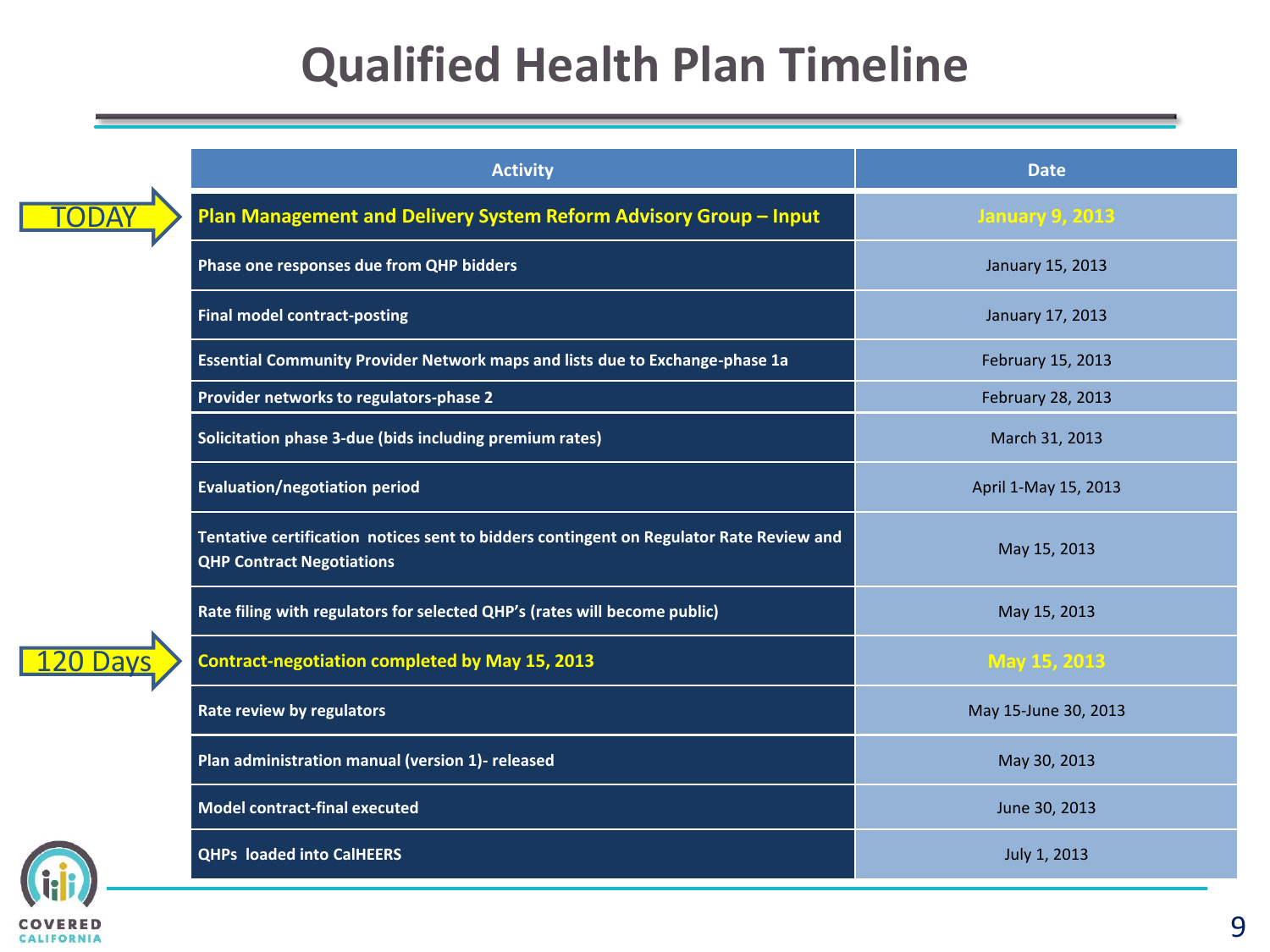# Qualified Health Plan Timeline

| | Activity | Date |
|---|---|---|
| TODAY | **Plan Management and Delivery System Reform Advisory Group – Input** | **January 9, 2013** |
| | Phase one responses due from QHP bidders | January 15, 2013 |
| | Final model contract-posting | January 17, 2013 |
| | Essential Community Provider Network maps and lists due to Exchange-phase 1a | February 15, 2013 |
| | Provider networks to regulators-phase 2 | February 28, 2013 |
| | Solicitation phase 3-due (bids including premium rates) | March 31, 2013 |
| | Evaluation/negotiation period | April 1-May 15, 2013 |
| | Tentative certification notices sent to bidders contingent on Regulator Rate Review and QHP Contract Negotiations | May 15, 2013 |
| | Rate filing with regulators for selected QHP's (rates will become public) | May 15, 2013 |
| 120 Days | **Contract-negotiation completed by May 15, 2013** | **May 15, 2013** |
| | Rate review by regulators | May 15-June 30, 2013 |
| | Plan administration manual (version 1)- released | May 30, 2013 |
| | Model contract-final executed | June 30, 2013 |
| | QHPs loaded into CalHEERS | July 1, 2013 |

COVERED CALIFORNIA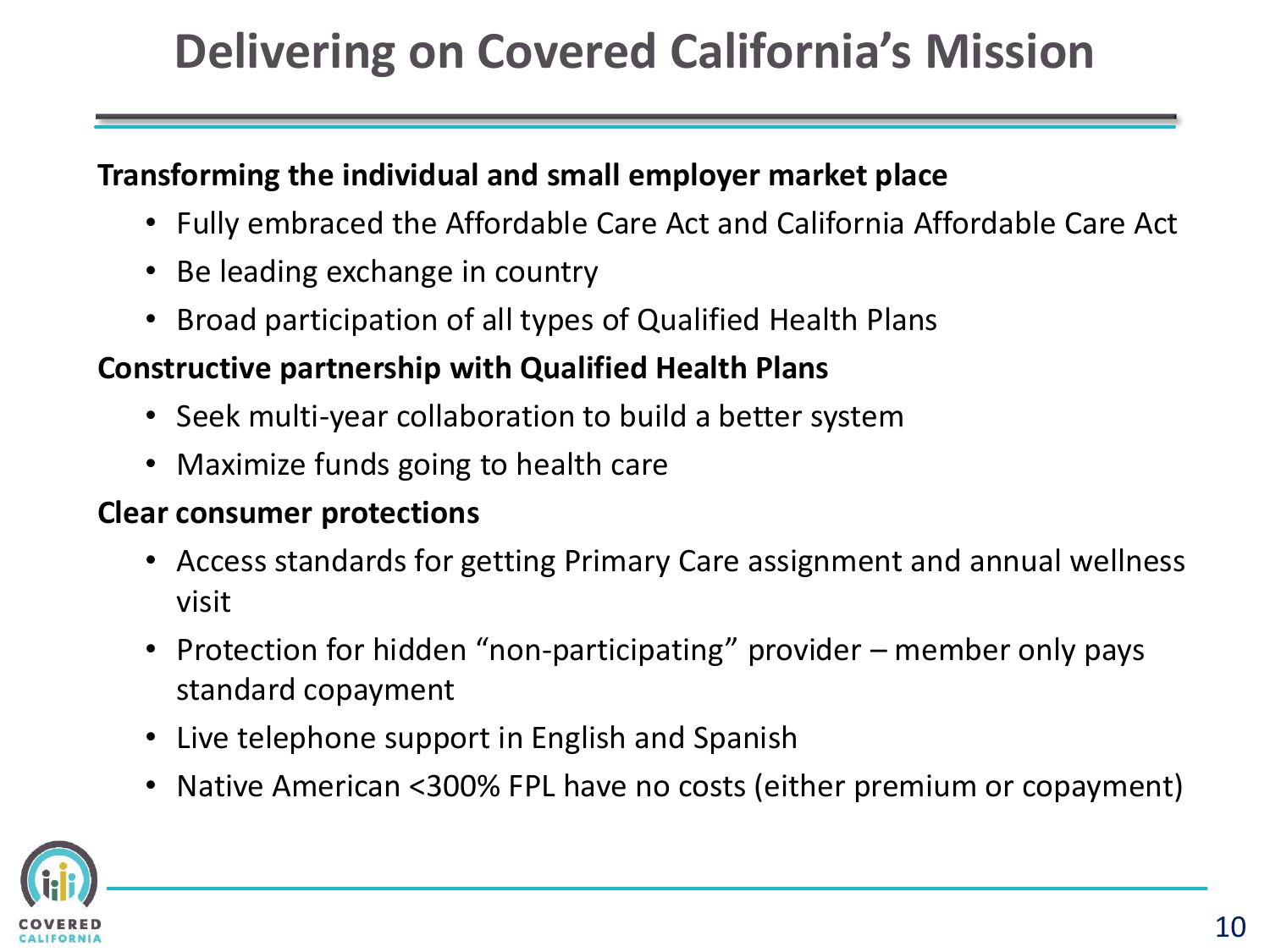# Delivering on Covered California's Mission

**Transforming the individual and small employer market place**

- Fully embraced the Affordable Care Act and California Affordable Care Act
- Be leading exchange in country
- Broad participation of all types of Qualified Health Plans

**Constructive partnership with Qualified Health Plans**

- Seek multi-year collaboration to build a better system
- Maximize funds going to health care

**Clear consumer protections**

- Access standards for getting Primary Care assignment and annual wellness visit
- Protection for hidden "non-participating" provider – member only pays standard copayment
- Live telephone support in English and Spanish
- Native American <300% FPL have no costs (either premium or copayment)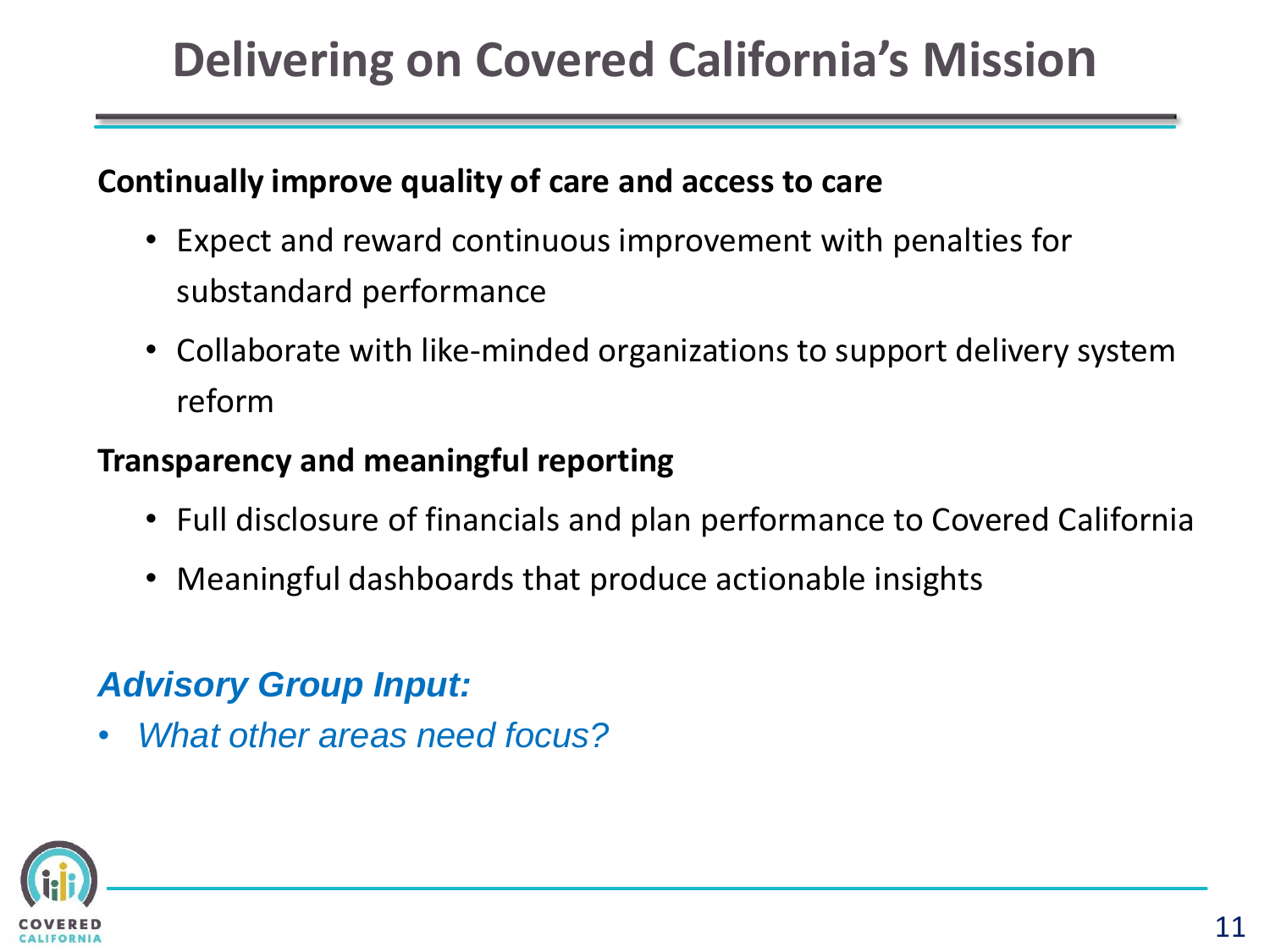# Delivering on Covered California's Mission

**Continually improve quality of care and access to care**

- Expect and reward continuous improvement with penalties for substandard performance
- Collaborate with like-minded organizations to support delivery system reform

**Transparency and meaningful reporting**

- Full disclosure of financials and plan performance to Covered California
- Meaningful dashboards that produce actionable insights

***Advisory Group Input:***

- *What other areas need focus?*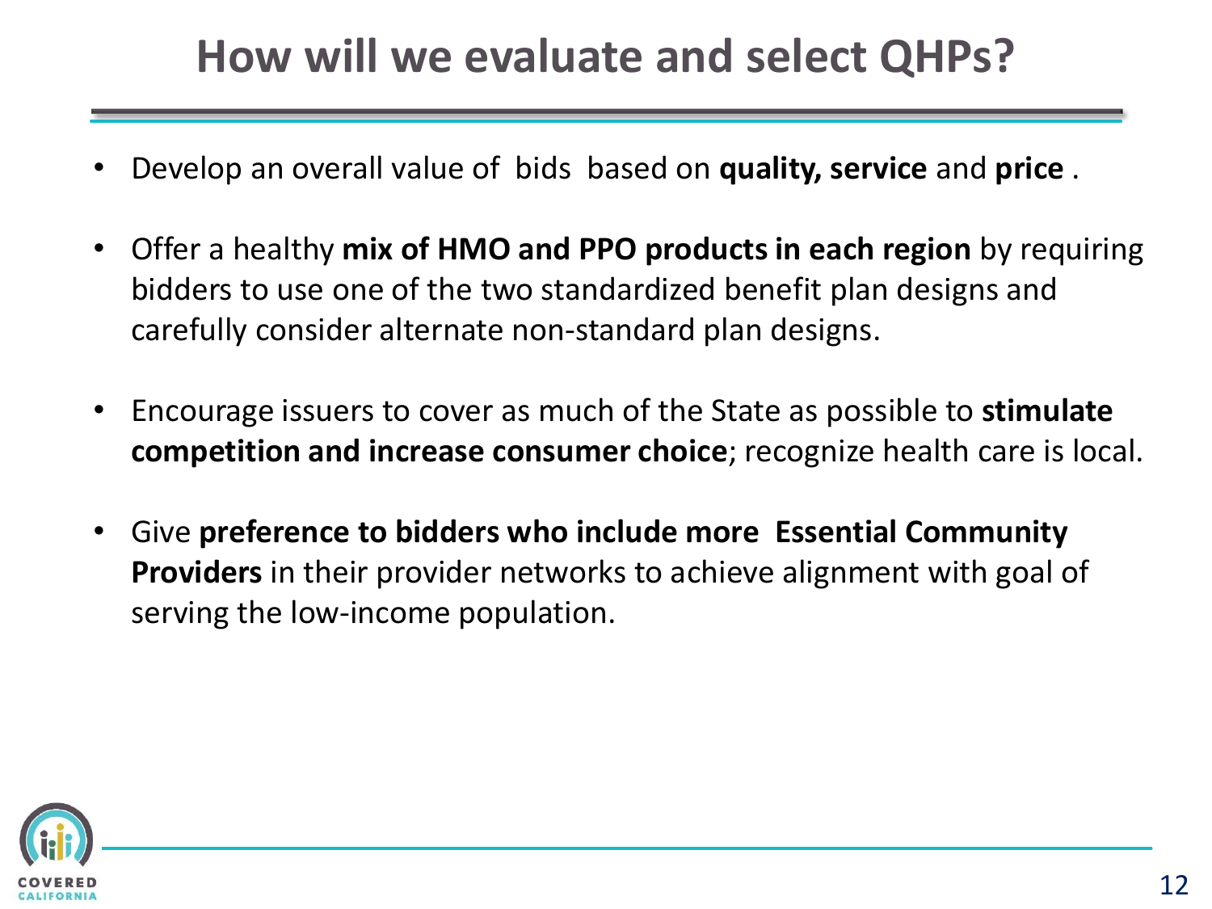# How will we evaluate and select QHPs?

- Develop an overall value of bids based on **quality, service** and **price** .
- Offer a healthy **mix of HMO and PPO products in each region** by requiring bidders to use one of the two standardized benefit plan designs and carefully consider alternate non-standard plan designs.
- Encourage issuers to cover as much of the State as possible to **stimulate competition and increase consumer choice**; recognize health care is local.
- Give **preference to bidders who include more Essential Community Providers** in their provider networks to achieve alignment with goal of serving the low-income population.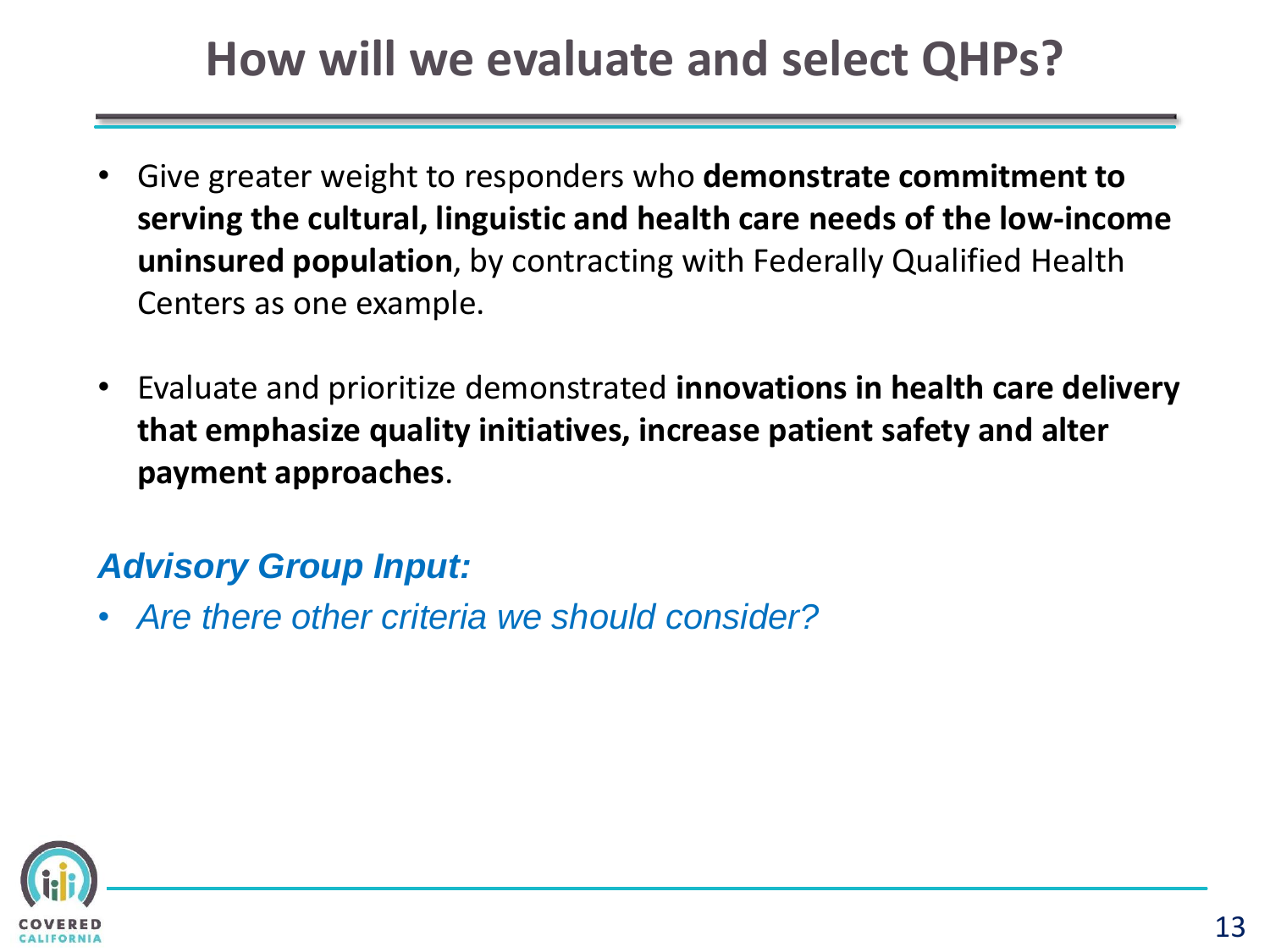# How will we evaluate and select QHPs?

- Give greater weight to responders who **demonstrate commitment to serving the cultural, linguistic and health care needs of the low-income uninsured population**, by contracting with Federally Qualified Health Centers as one example.

- Evaluate and prioritize demonstrated **innovations in health care delivery that emphasize quality initiatives, increase patient safety and alter payment approaches**.

***Advisory Group Input:***

- *Are there other criteria we should consider?*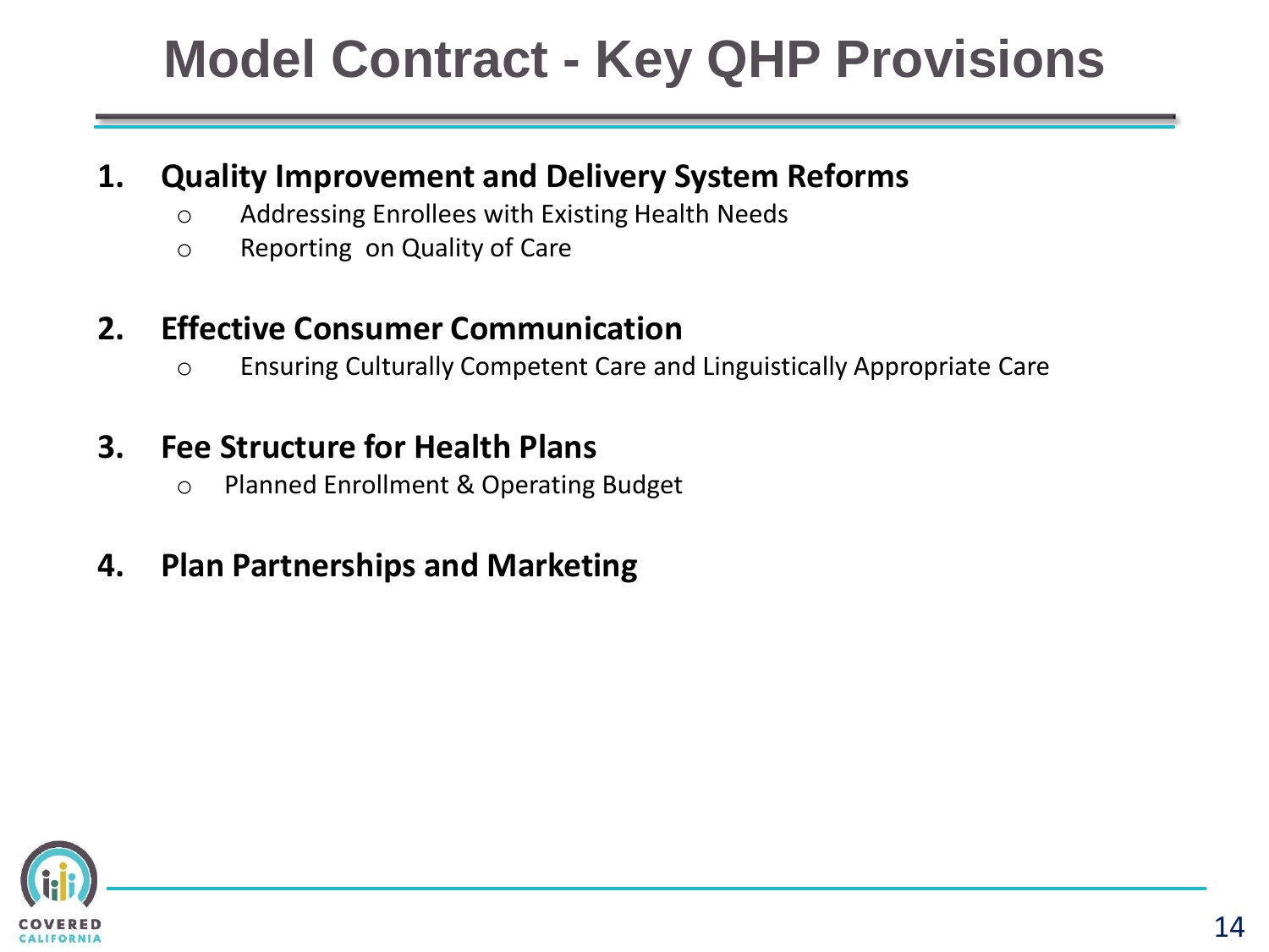# Model Contract - Key QHP Provisions

1. **Quality Improvement and Delivery System Reforms**
   - Addressing Enrollees with Existing Health Needs
   - Reporting on Quality of Care

2. **Effective Consumer Communication**
   - Ensuring Culturally Competent Care and Linguistically Appropriate Care

3. **Fee Structure for Health Plans**
   - Planned Enrollment & Operating Budget

4. **Plan Partnerships and Marketing**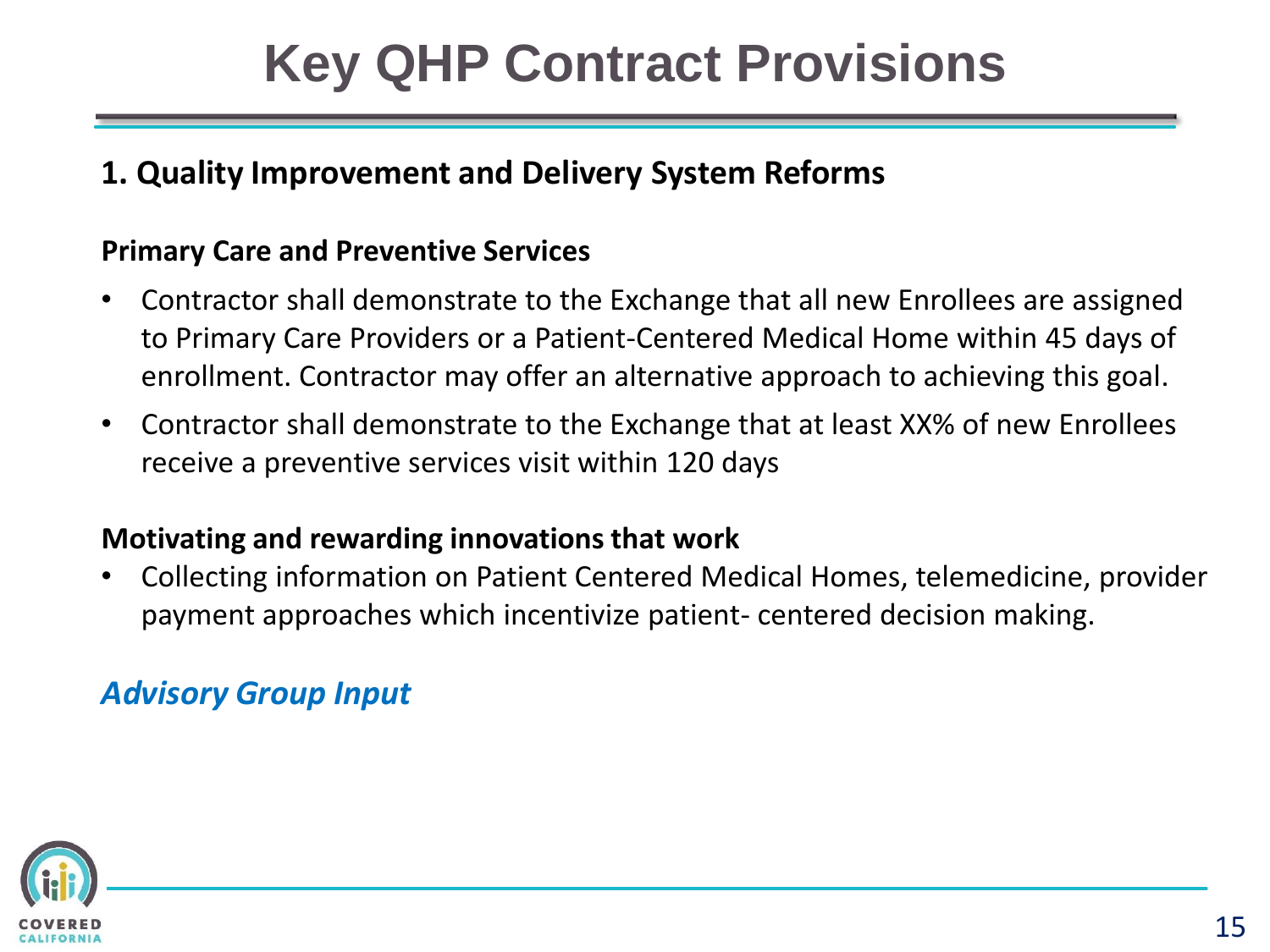# Key QHP Contract Provisions

## 1. Quality Improvement and Delivery System Reforms

### Primary Care and Preventive Services

- Contractor shall demonstrate to the Exchange that all new Enrollees are assigned to Primary Care Providers or a Patient-Centered Medical Home within 45 days of enrollment. Contractor may offer an alternative approach to achieving this goal.
- Contractor shall demonstrate to the Exchange that at least XX% of new Enrollees receive a preventive services visit within 120 days

### Motivating and rewarding innovations that work

- Collecting information on Patient Centered Medical Homes, telemedicine, provider payment approaches which incentivize patient- centered decision making.

***Advisory Group Input***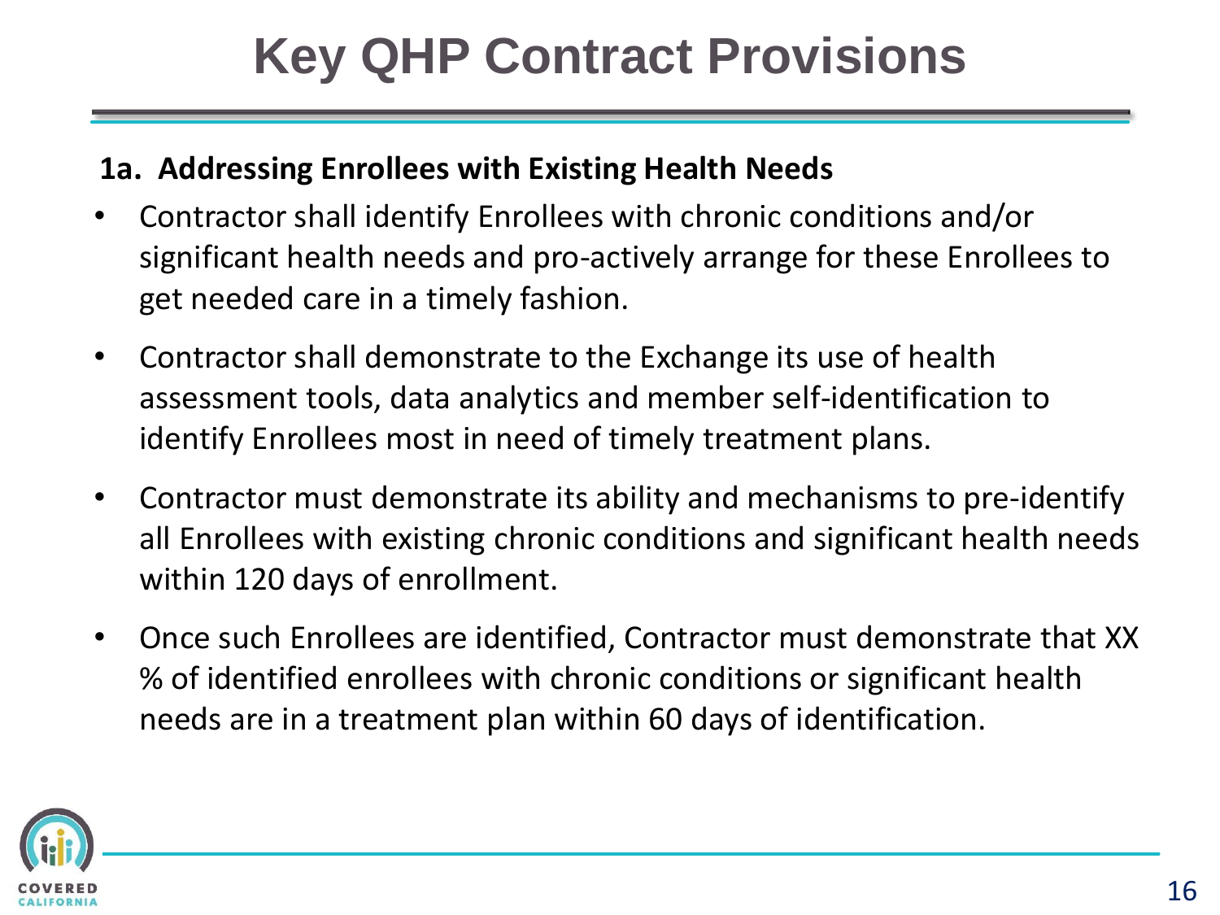# Key QHP Contract Provisions

**1a. Addressing Enrollees with Existing Health Needs**

- Contractor shall identify Enrollees with chronic conditions and/or significant health needs and pro-actively arrange for these Enrollees to get needed care in a timely fashion.
- Contractor shall demonstrate to the Exchange its use of health assessment tools, data analytics and member self-identification to identify Enrollees most in need of timely treatment plans.
- Contractor must demonstrate its ability and mechanisms to pre-identify all Enrollees with existing chronic conditions and significant health needs within 120 days of enrollment.
- Once such Enrollees are identified, Contractor must demonstrate that XX % of identified enrollees with chronic conditions or significant health needs are in a treatment plan within 60 days of identification.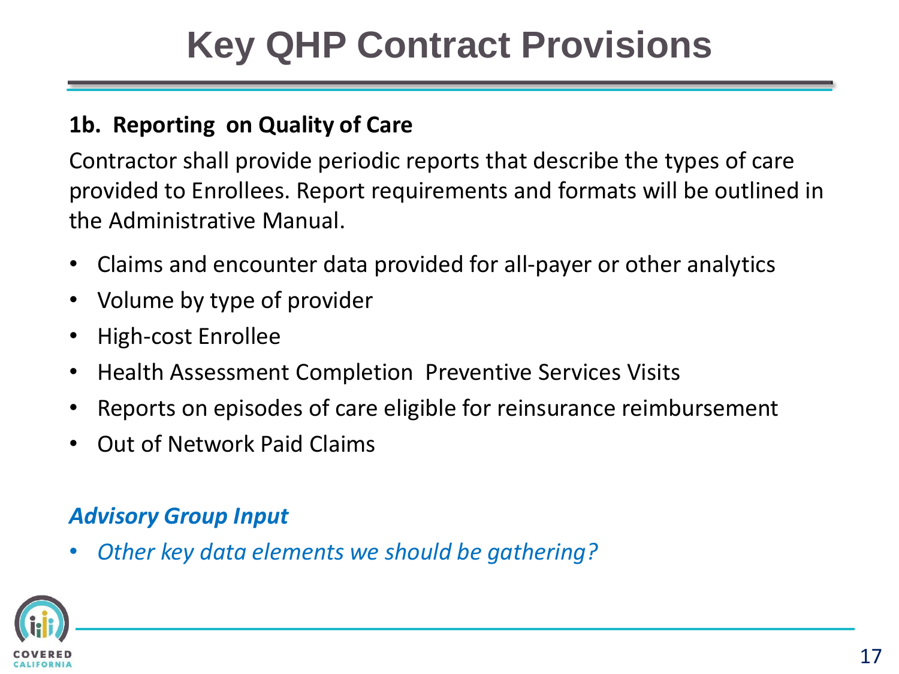# Key QHP Contract Provisions

**1b. Reporting on Quality of Care**

Contractor shall provide periodic reports that describe the types of care provided to Enrollees. Report requirements and formats will be outlined in the Administrative Manual.

- Claims and encounter data provided for all-payer or other analytics
- Volume by type of provider
- High-cost Enrollee
- Health Assessment Completion Preventive Services Visits
- Reports on episodes of care eligible for reinsurance reimbursement
- Out of Network Paid Claims

***Advisory Group Input***

- *Other key data elements we should be gathering?*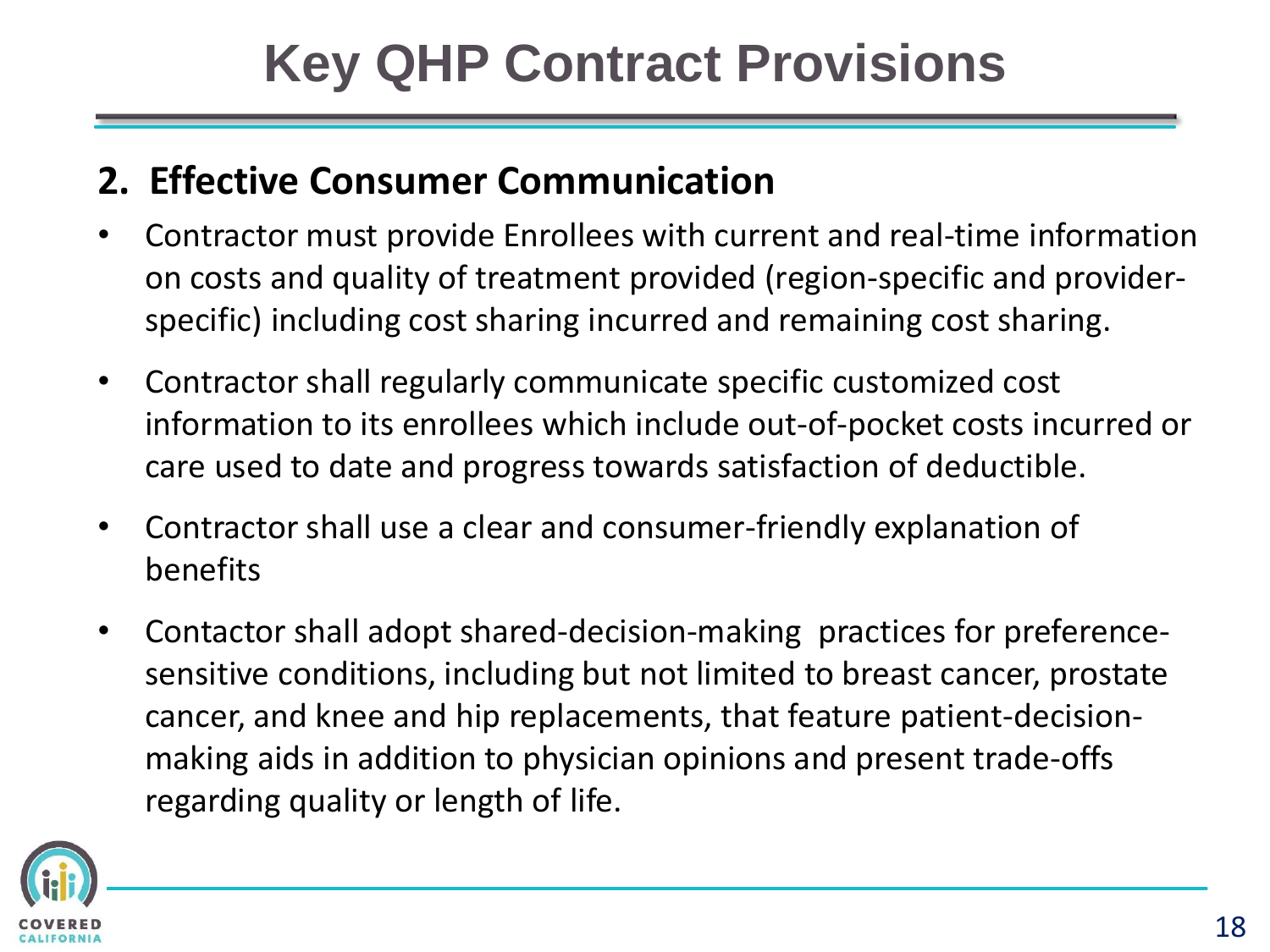# Key QHP Contract Provisions

## 2. Effective Consumer Communication

- Contractor must provide Enrollees with current and real-time information on costs and quality of treatment provided (region-specific and provider-specific) including cost sharing incurred and remaining cost sharing.
- Contractor shall regularly communicate specific customized cost information to its enrollees which include out-of-pocket costs incurred or care used to date and progress towards satisfaction of deductible.
- Contractor shall use a clear and consumer-friendly explanation of benefits
- Contactor shall adopt shared-decision-making practices for preference-sensitive conditions, including but not limited to breast cancer, prostate cancer, and knee and hip replacements, that feature patient-decision-making aids in addition to physician opinions and present trade-offs regarding quality or length of life.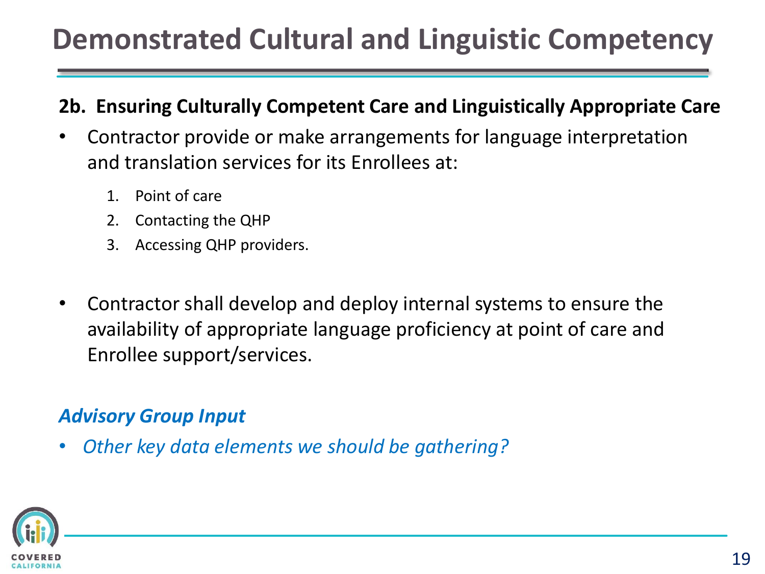# Demonstrated Cultural and Linguistic Competency

**2b. Ensuring Culturally Competent Care and Linguistically Appropriate Care**

- Contractor provide or make arrangements for language interpretation and translation services for its Enrollees at:
  1. Point of care
  2. Contacting the QHP
  3. Accessing QHP providers.

- Contractor shall develop and deploy internal systems to ensure the availability of appropriate language proficiency at point of care and Enrollee support/services.

***Advisory Group Input***

- *Other key data elements we should be gathering?*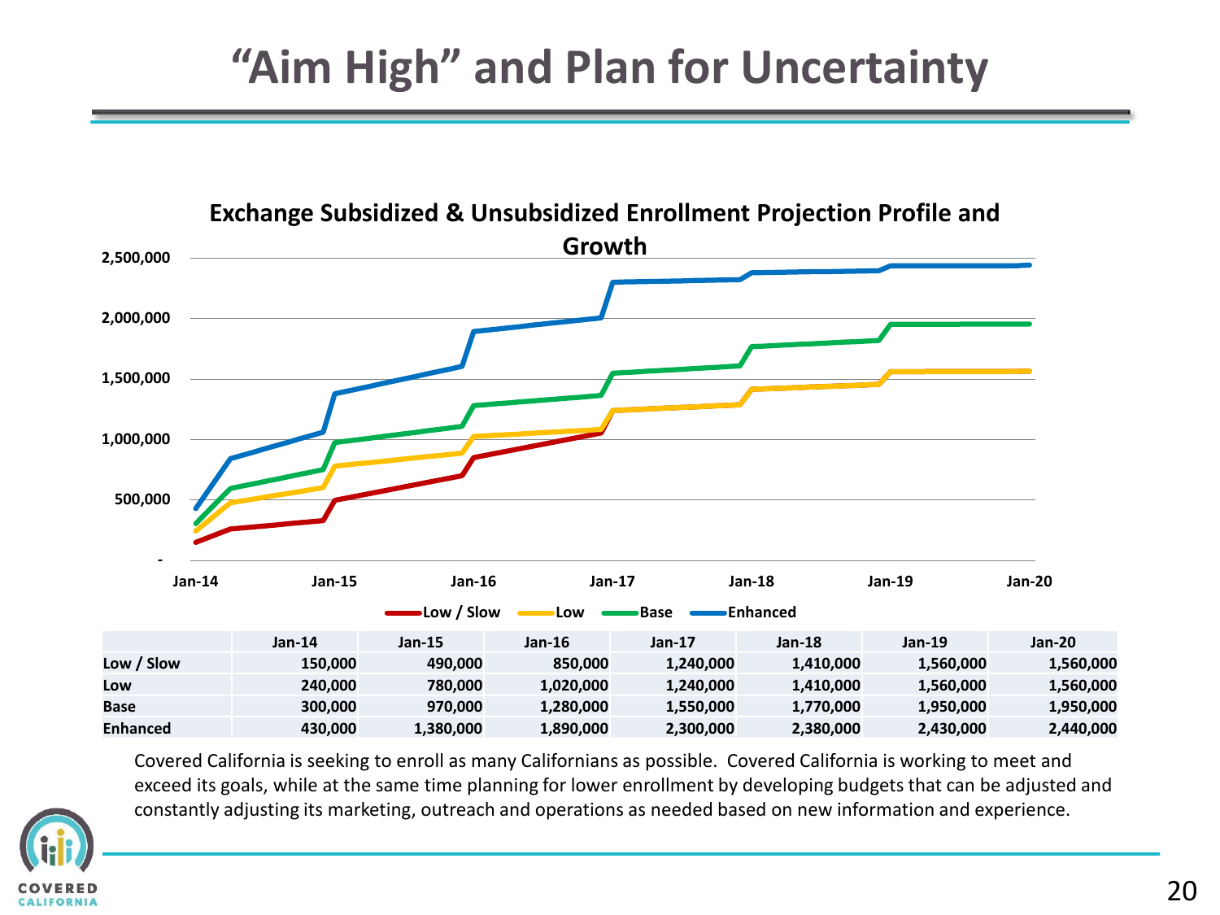# "Aim High" and Plan for Uncertainty

**Exchange Subsidized & Unsubsidized Enrollment Projection Profile and Growth**

| | Jan-14 | Jan-15 | Jan-16 | Jan-17 | Jan-18 | Jan-19 | Jan-20 |
|---|---|---|---|---|---|---|---|
| Low / Slow | 150,000 | 490,000 | 850,000 | 1,240,000 | 1,410,000 | 1,560,000 | 1,560,000 |
| Low | 240,000 | 780,000 | 1,020,000 | 1,240,000 | 1,410,000 | 1,560,000 | 1,560,000 |
| Base | 300,000 | 970,000 | 1,280,000 | 1,550,000 | 1,770,000 | 1,950,000 | 1,950,000 |
| Enhanced | 430,000 | 1,380,000 | 1,890,000 | 2,300,000 | 2,380,000 | 2,430,000 | 2,440,000 |

Covered California is seeking to enroll as many Californians as possible. Covered California is working to meet and exceed its goals, while at the same time planning for lower enrollment by developing budgets that can be adjusted and constantly adjusting its marketing, outreach and operations as needed based on new information and experience.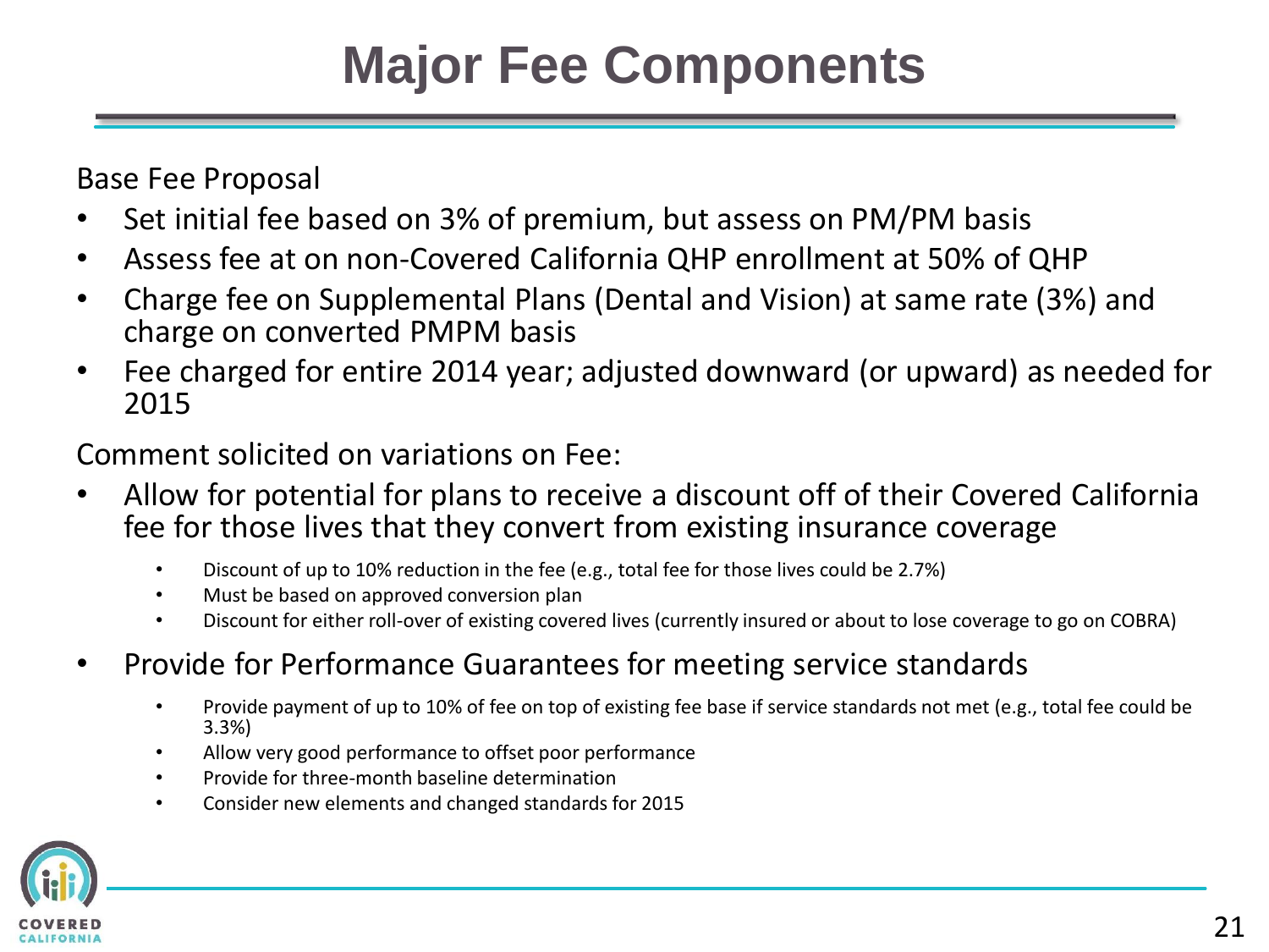# Major Fee Components

Base Fee Proposal

- Set initial fee based on 3% of premium, but assess on PM/PM basis
- Assess fee at on non-Covered California QHP enrollment at 50% of QHP
- Charge fee on Supplemental Plans (Dental and Vision) at same rate (3%) and charge on converted PMPM basis
- Fee charged for entire 2014 year; adjusted downward (or upward) as needed for 2015

Comment solicited on variations on Fee:

- Allow for potential for plans to receive a discount off of their Covered California fee for those lives that they convert from existing insurance coverage
  - Discount of up to 10% reduction in the fee (e.g., total fee for those lives could be 2.7%)
  - Must be based on approved conversion plan
  - Discount for either roll-over of existing covered lives (currently insured or about to lose coverage to go on COBRA)
- Provide for Performance Guarantees for meeting service standards
  - Provide payment of up to 10% of fee on top of existing fee base if service standards not met (e.g., total fee could be 3.3%)
  - Allow very good performance to offset poor performance
  - Provide for three-month baseline determination
  - Consider new elements and changed standards for 2015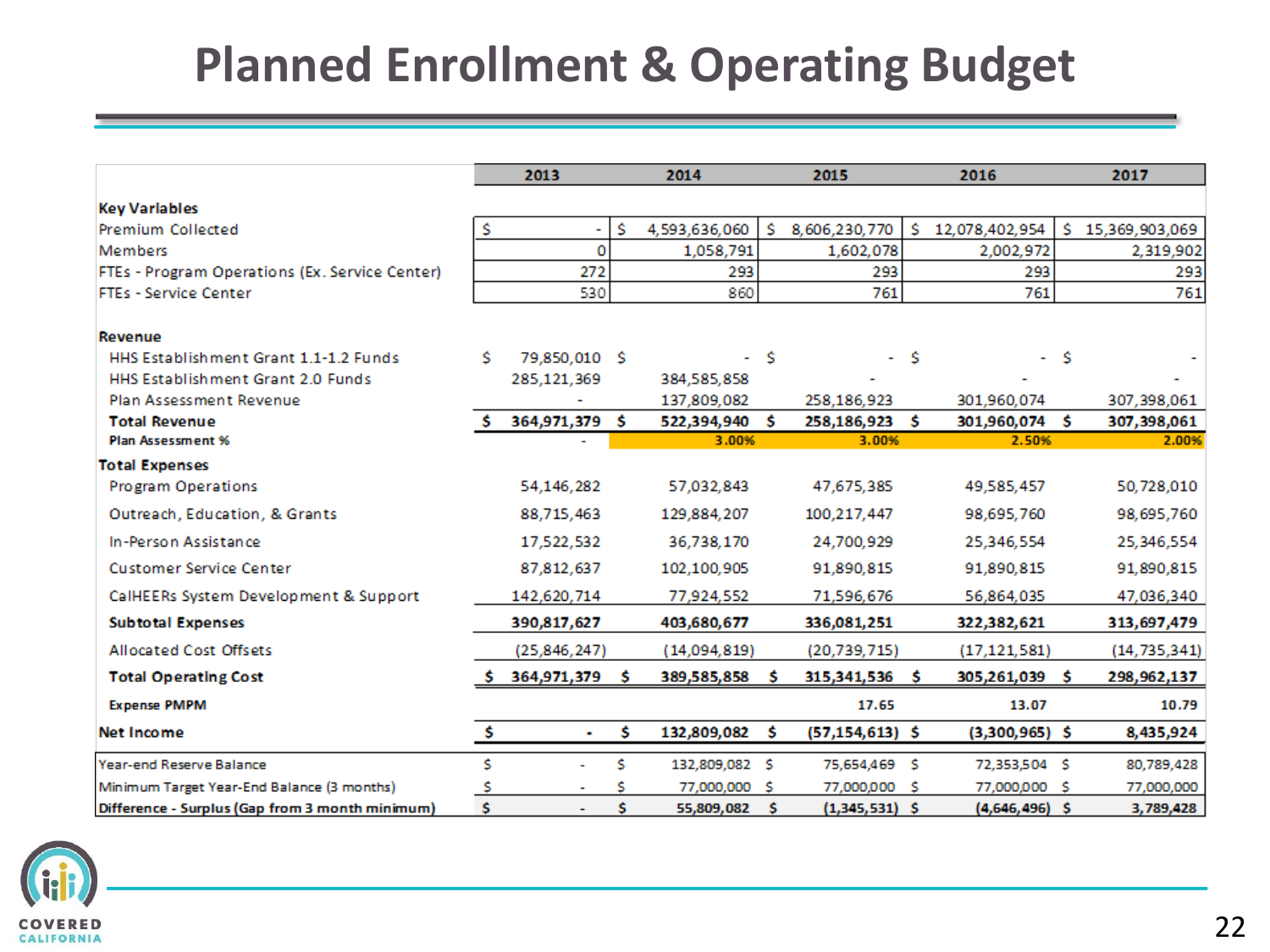# Planned Enrollment & Operating Budget

| | 2013 | 2014 | 2015 | 2016 | 2017 |
|---|---|---|---|---|---|
| **Key Variables** | | | | | |
| Premium Collected | $ - | $ 4,593,636,060 | $ 8,606,230,770 | $ 12,078,402,954 | $ 15,369,903,069 |
| Members | 0 | 1,058,791 | 1,602,078 | 2,002,972 | 2,319,902 |
| FTEs - Program Operations (Ex. Service Center) | 272 | 293 | 293 | 293 | 293 |
| FTEs - Service Center | 530 | 860 | 761 | 761 | 761 |
| **Revenue** | | | | | |
| HHS Establishment Grant 1.1-1.2 Funds | $ 79,850,010 | $ - | $ - | $ - | $ - |
| HHS Establishment Grant 2.0 Funds | 285,121,369 | 384,585,858 | - | - | - |
| Plan Assessment Revenue | - | 137,809,082 | 258,186,923 | 301,960,074 | 307,398,061 |
| **Total Revenue** | **$ 364,971,379** | **$ 522,394,940** | **$ 258,186,923** | **$ 301,960,074** | **$ 307,398,061** |
| **Plan Assessment %** | - | **3.00%** | **3.00%** | **2.50%** | **2.00%** |
| **Total Expenses** | | | | | |
| Program Operations | 54,146,282 | 57,032,843 | 47,675,385 | 49,585,457 | 50,728,010 |
| Outreach, Education, & Grants | 88,715,463 | 129,884,207 | 100,217,447 | 98,695,760 | 98,695,760 |
| In-Person Assistance | 17,522,532 | 36,738,170 | 24,700,929 | 25,346,554 | 25,346,554 |
| Customer Service Center | 87,812,637 | 102,100,905 | 91,890,815 | 91,890,815 | 91,890,815 |
| CalHEERs System Development & Support | 142,620,714 | 77,924,552 | 71,596,676 | 56,864,035 | 47,036,340 |
| **Subtotal Expenses** | **390,817,627** | **403,680,677** | **336,081,251** | **322,382,621** | **313,697,479** |
| Allocated Cost Offsets | (25,846,247) | (14,094,819) | (20,739,715) | (17,121,581) | (14,735,341) |
| **Total Operating Cost** | **$ 364,971,379** | **$ 389,585,858** | **$ 315,341,536** | **$ 305,261,039** | **$ 298,962,137** |
| **Expense PMPM** | | | **17.65** | **13.07** | **10.79** |
| **Net Income** | **$ -** | **$ 132,809,082** | **$ (57,154,613)** | **$ (3,300,965)** | **$ 8,435,924** |
| Year-end Reserve Balance | $ - | $ 132,809,082 | $ 75,654,469 | $ 72,353,504 | $ 80,789,428 |
| Minimum Target Year-End Balance (3 months) | $ - | $ 77,000,000 | $ 77,000,000 | $ 77,000,000 | $ 77,000,000 |
| **Difference - Surplus (Gap from 3 month minimum)** | **$ -** | **$ 55,809,082** | **$ (1,345,531)** | **$ (4,646,496)** | **$ 3,789,428** |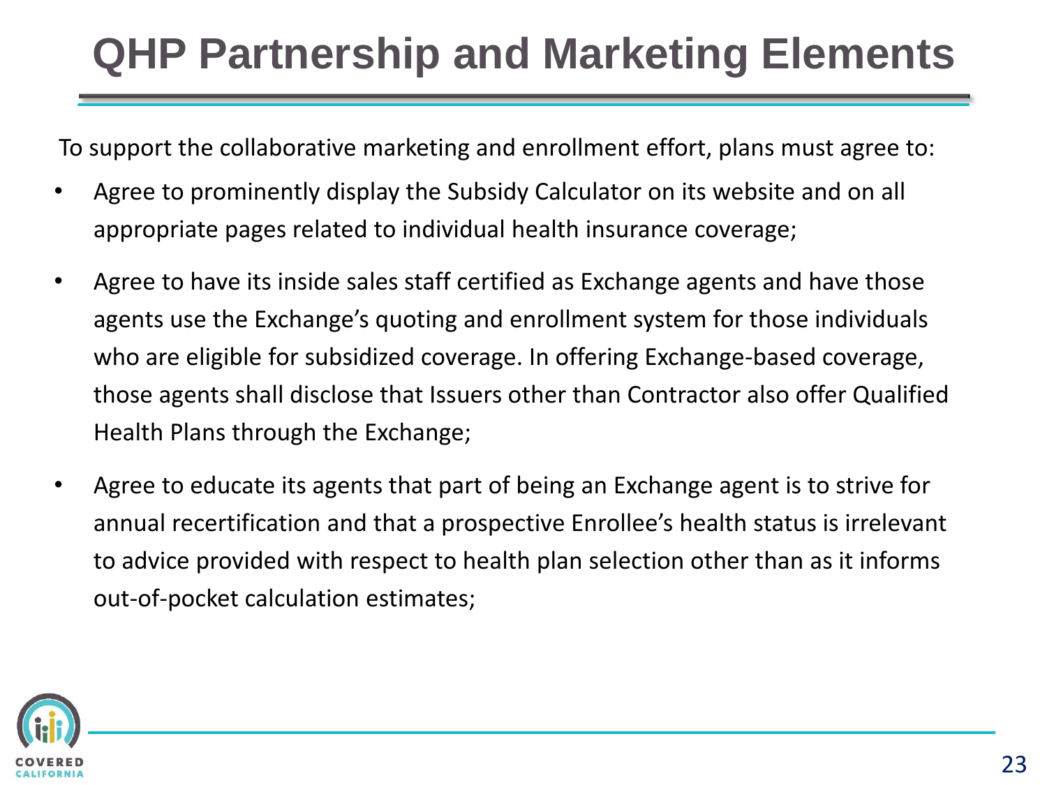# QHP Partnership and Marketing Elements

To support the collaborative marketing and enrollment effort, plans must agree to:

- Agree to prominently display the Subsidy Calculator on its website and on all appropriate pages related to individual health insurance coverage;
- Agree to have its inside sales staff certified as Exchange agents and have those agents use the Exchange's quoting and enrollment system for those individuals who are eligible for subsidized coverage. In offering Exchange-based coverage, those agents shall disclose that Issuers other than Contractor also offer Qualified Health Plans through the Exchange;
- Agree to educate its agents that part of being an Exchange agent is to strive for annual recertification and that a prospective Enrollee's health status is irrelevant to advice provided with respect to health plan selection other than as it informs out-of-pocket calculation estimates;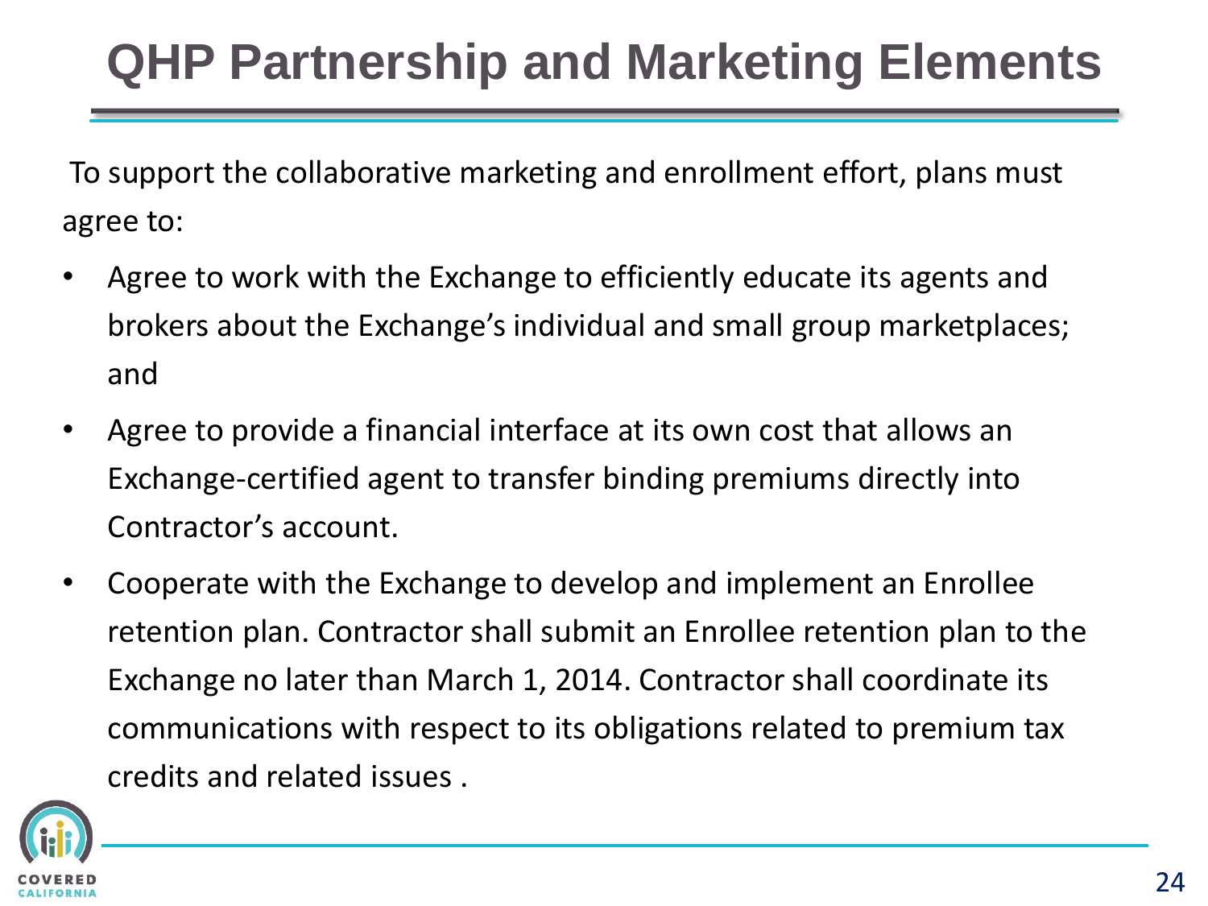# QHP Partnership and Marketing Elements

To support the collaborative marketing and enrollment effort, plans must agree to:

- Agree to work with the Exchange to efficiently educate its agents and brokers about the Exchange's individual and small group marketplaces; and
- Agree to provide a financial interface at its own cost that allows an Exchange-certified agent to transfer binding premiums directly into Contractor's account.
- Cooperate with the Exchange to develop and implement an Enrollee retention plan. Contractor shall submit an Enrollee retention plan to the Exchange no later than March 1, 2014. Contractor shall coordinate its communications with respect to its obligations related to premium tax credits and related issues .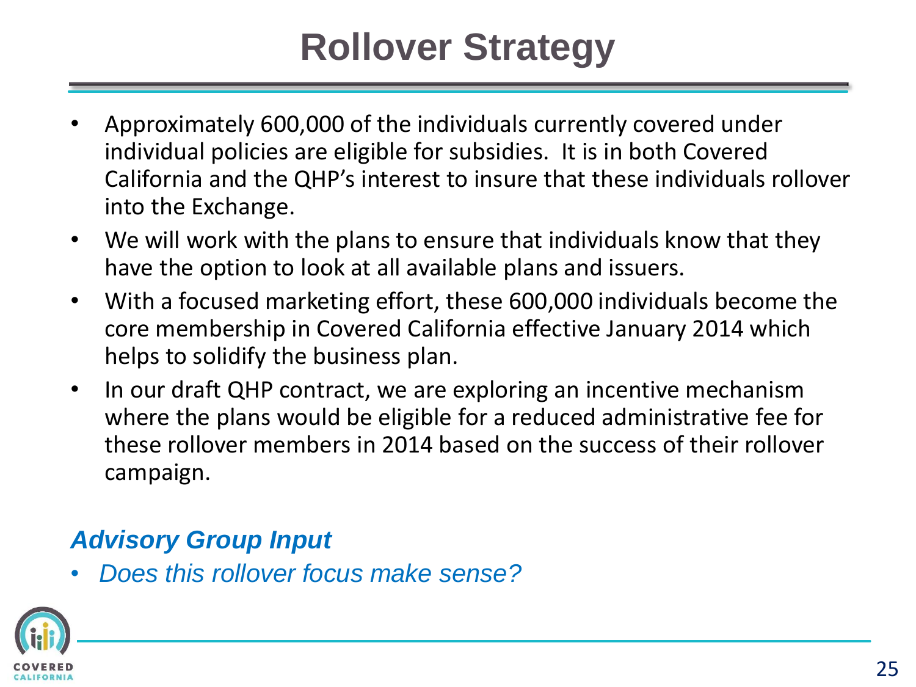# Rollover Strategy

- Approximately 600,000 of the individuals currently covered under individual policies are eligible for subsidies. It is in both Covered California and the QHP's interest to insure that these individuals rollover into the Exchange.
- We will work with the plans to ensure that individuals know that they have the option to look at all available plans and issuers.
- With a focused marketing effort, these 600,000 individuals become the core membership in Covered California effective January 2014 which helps to solidify the business plan.
- In our draft QHP contract, we are exploring an incentive mechanism where the plans would be eligible for a reduced administrative fee for these rollover members in 2014 based on the success of their rollover campaign.

### *Advisory Group Input*

- *Does this rollover focus make sense?*